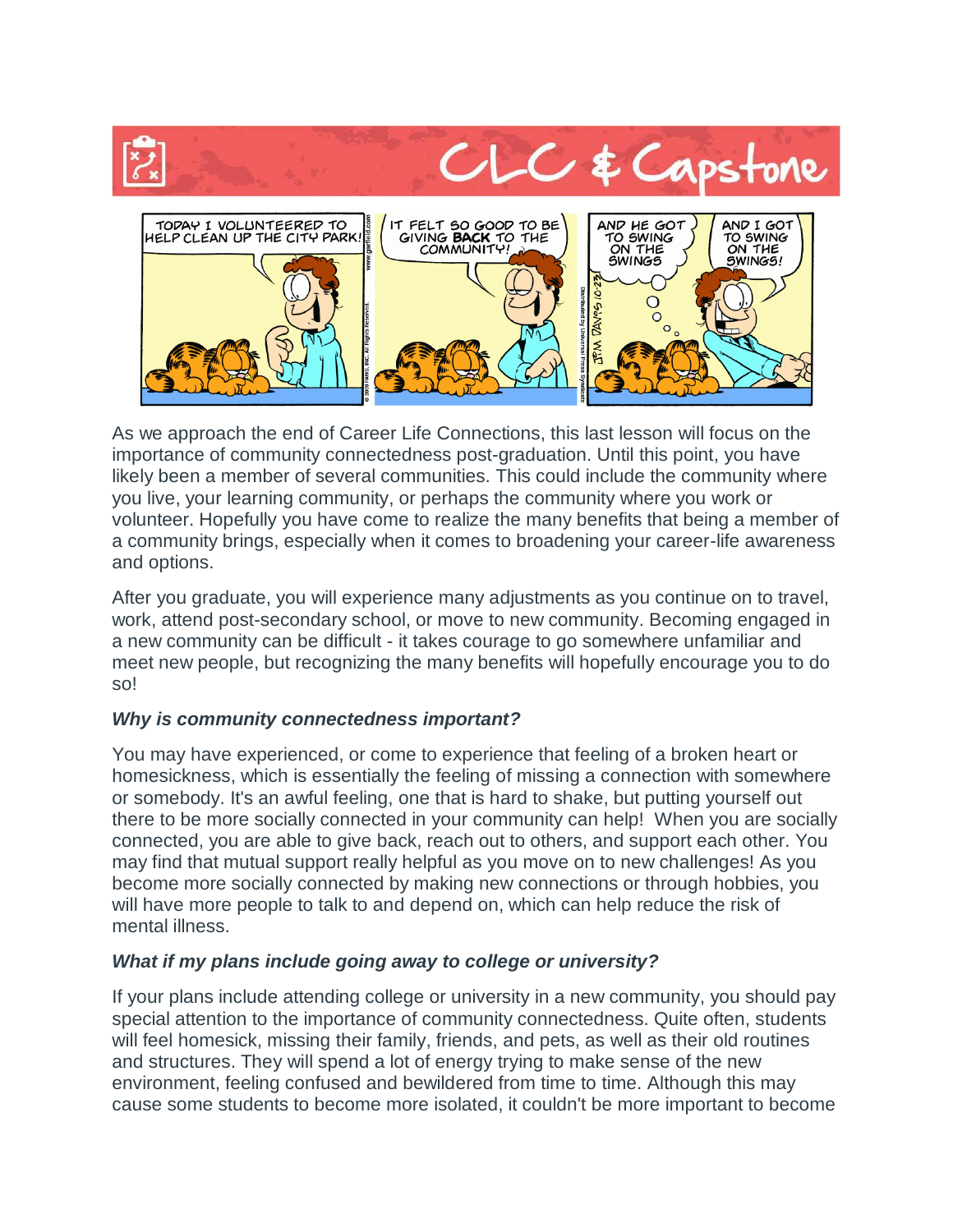# CLC & Capstone

As we approach the end of Career Life Connections, this last lesson will focus on the importance of community connectedness post-graduation. Until this point, you have likely been a member of several communities. This could include the community where you live, your learning community, or perhaps the community where you work or volunteer. Hopefully you have come to realize the many benefits that being a member of a community brings, especially when it comes to broadening your career-life awareness and options.

After you graduate, you will experience many adjustments as you continue on to travel, work, attend post-secondary school, or move to new community. Becoming engaged in a new community can be difficult - it takes courage to go somewhere unfamiliar and meet new people, but recognizing the many benefits will hopefully encourage you to do so!

***Why is community connectedness important?***

You may have experienced, or come to experience that feeling of a broken heart or homesickness, which is essentially the feeling of missing a connection with somewhere or somebody. It's an awful feeling, one that is hard to shake, but putting yourself out there to be more socially connected in your community can help! When you are socially connected, you are able to give back, reach out to others, and support each other. You may find that mutual support really helpful as you move on to new challenges! As you become more socially connected by making new connections or through hobbies, you will have more people to talk to and depend on, which can help reduce the risk of mental illness.

***What if my plans include going away to college or university?***

If your plans include attending college or university in a new community, you should pay special attention to the importance of community connectedness. Quite often, students will feel homesick, missing their family, friends, and pets, as well as their old routines and structures. They will spend a lot of energy trying to make sense of the new environment, feeling confused and bewildered from time to time. Although this may cause some students to become more isolated, it couldn't be more important to become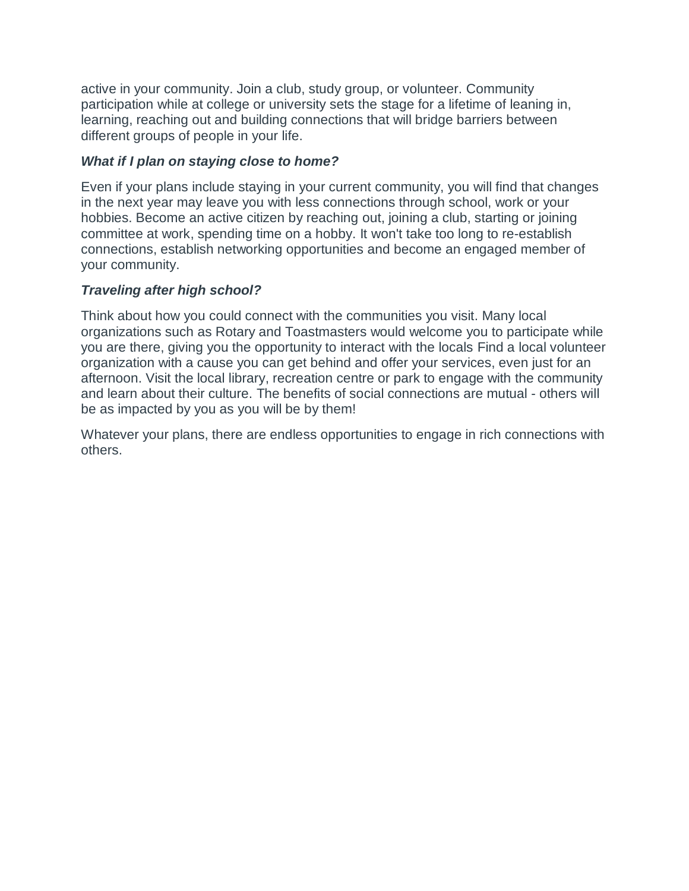active in your community. Join a club, study group, or volunteer. Community participation while at college or university sets the stage for a lifetime of leaning in, learning, reaching out and building connections that will bridge barriers between different groups of people in your life.

***What if I plan on staying close to home?***

Even if your plans include staying in your current community, you will find that changes in the next year may leave you with less connections through school, work or your hobbies. Become an active citizen by reaching out, joining a club, starting or joining committee at work, spending time on a hobby. It won't take too long to re-establish connections, establish networking opportunities and become an engaged member of your community.

***Traveling after high school?***

Think about how you could connect with the communities you visit. Many local organizations such as Rotary and Toastmasters would welcome you to participate while you are there, giving you the opportunity to interact with the locals Find a local volunteer organization with a cause you can get behind and offer your services, even just for an afternoon. Visit the local library, recreation centre or park to engage with the community and learn about their culture. The benefits of social connections are mutual - others will be as impacted by you as you will be by them!

Whatever your plans, there are endless opportunities to engage in rich connections with others.